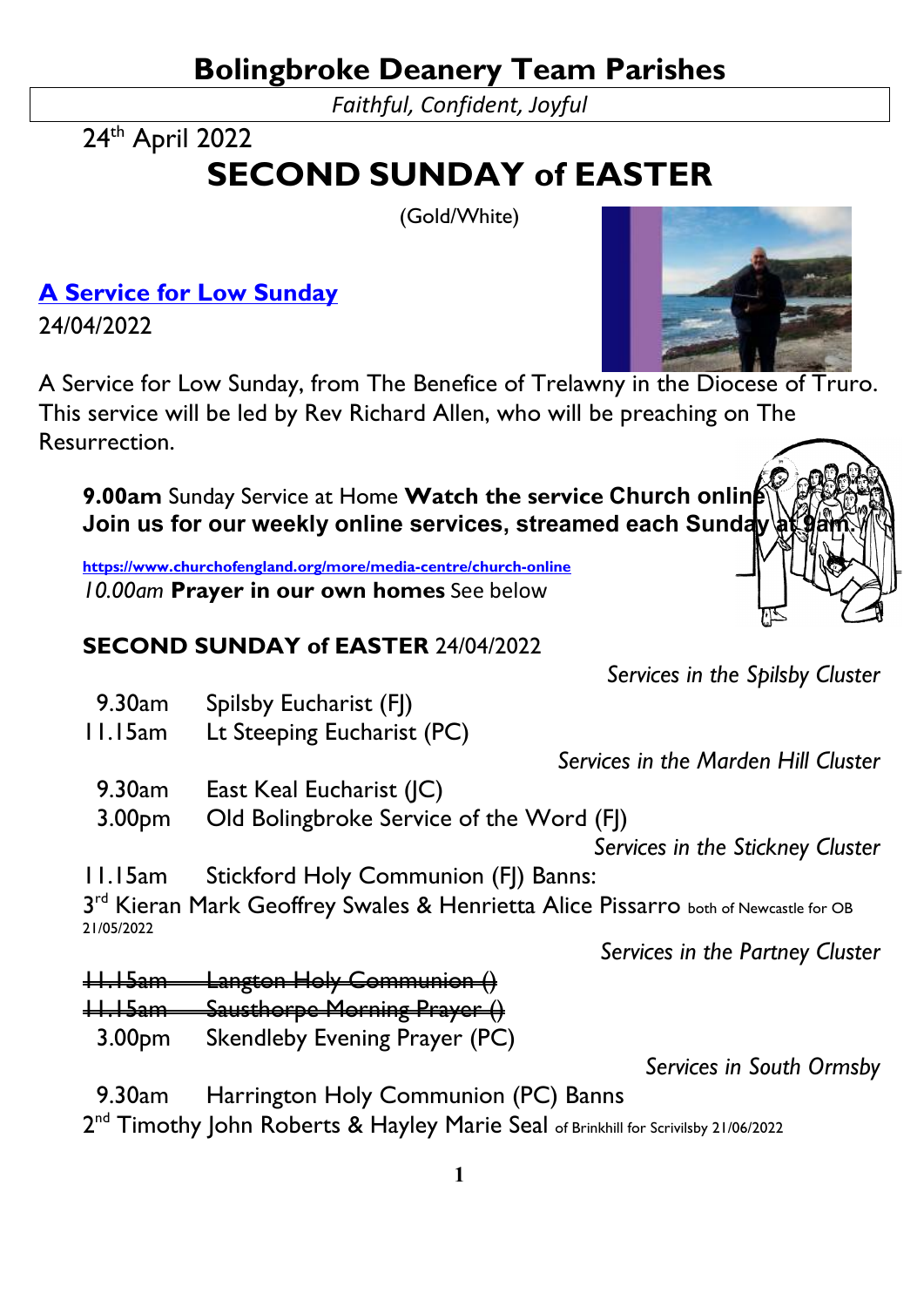# Bolingbroke Deanery Team Parishes

*Faithful, Confident, Joyful*

24th April 2022

# SECOND SUNDAY of EASTER

(Gold/White)

## A Service for Low Sunday

24/04/2022

A Service for Low Sunday, from The Benefice of Trelawny in the Diocese of Truro. This service will be led by Rev Richard Allen, who will be preaching on The Resurrection.

**9.00am** Sunday Service at Home **Watch the service Church online Join us for our weekly online services, streamed each Sunday at 9am.**

**https://www.churchofengland.org/more/media-centre/church-online**

*10.00am* **Prayer in our own homes** See below

**SECOND SUNDAY of EASTER** 24/04/2022

*Services in the Spilsby Cluster*

9.30am Spilsby Eucharist (FJ)
11.15am Lt Steeping Eucharist (PC)

*Services in the Marden Hill Cluster*

9.30am East Keal Eucharist (JC)
3.00pm Old Bolingbroke Service of the Word (FJ)

*Services in the Stickney Cluster*

11.15am Stickford Holy Communion (FJ) Banns:
3rd Kieran Mark Geoffrey Swales & Henrietta Alice Pissarro both of Newcastle for OB 21/05/2022

*Services in the Partney Cluster*

~~11.15am Langton Holy Communion ()~~
~~11.15am Sausthorpe Morning Prayer ()~~
3.00pm Skendleby Evening Prayer (PC)

*Services in South Ormsby*

9.30am Harrington Holy Communion (PC) Banns
2nd Timothy John Roberts & Hayley Marie Seal of Brinkhill for Scrivilsby 21/06/2022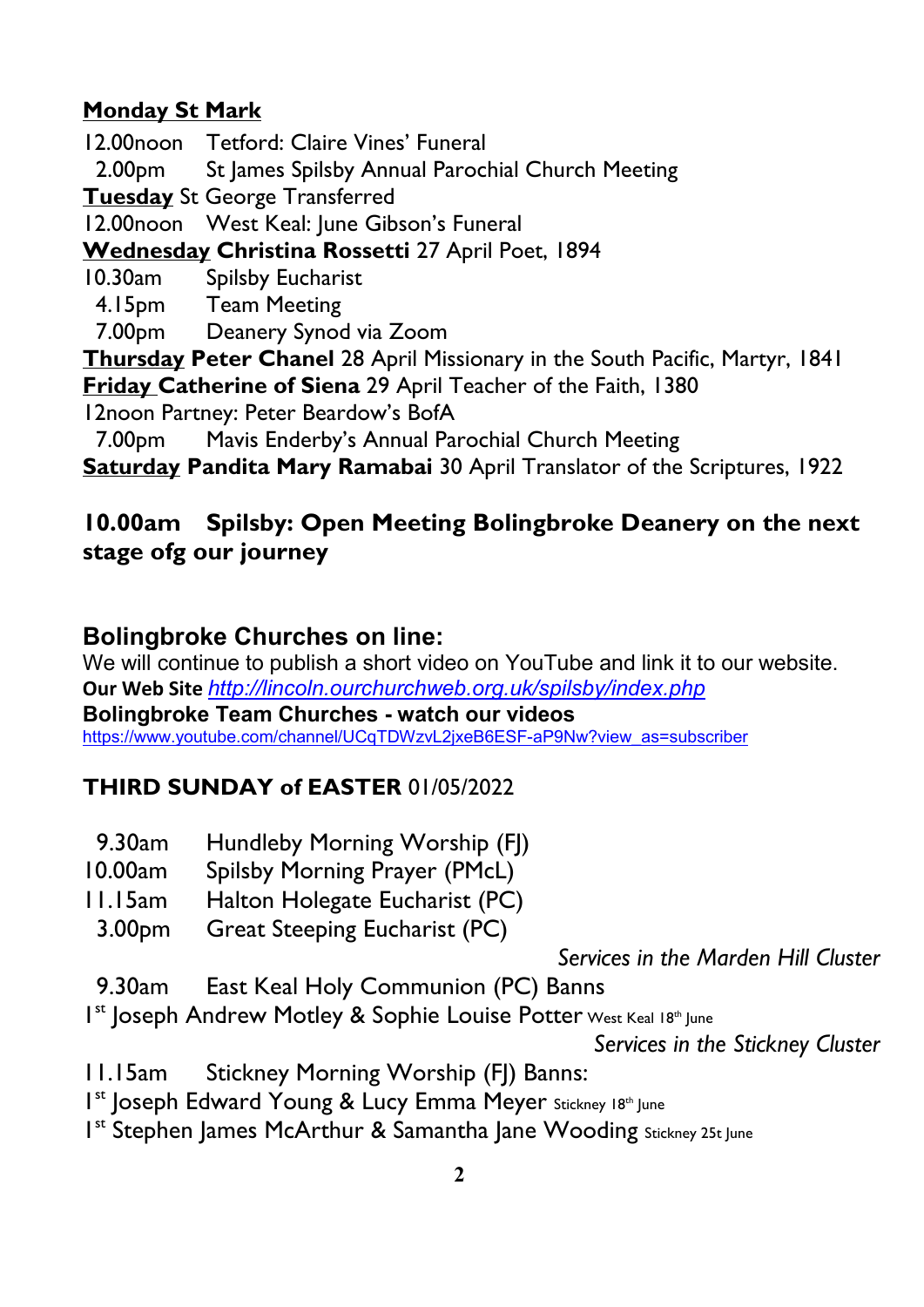**Monday St Mark**

12.00noon Tetford: Claire Vines' Funeral
2.00pm St James Spilsby Annual Parochial Church Meeting

**Tuesday** St George Transferred

12.00noon West Keal: June Gibson's Funeral

**Wednesday Christina Rossetti** 27 April Poet, 1894

10.30am Spilsby Eucharist
4.15pm Team Meeting
7.00pm Deanery Synod via Zoom

**Thursday Peter Chanel** 28 April Missionary in the South Pacific, Martyr, 1841

**Friday Catherine of Siena** 29 April Teacher of the Faith, 1380

12noon Partney: Peter Beardow's BofA
7.00pm Mavis Enderby's Annual Parochial Church Meeting

**Saturday Pandita Mary Ramabai** 30 April Translator of the Scriptures, 1922

**10.00am Spilsby: Open Meeting Bolingbroke Deanery on the next stage ofg our journey**

## Bolingbroke Churches on line:

We will continue to publish a short video on YouTube and link it to our website.
**Our Web Site** *http://lincoln.ourchurchweb.org.uk/spilsby/index.php*
**Bolingbroke Team Churches - watch our videos**
https://www.youtube.com/channel/UCqTDWzvL2jxeB6ESF-aP9Nw?view_as=subscriber

**THIRD SUNDAY of EASTER** 01/05/2022

9.30am Hundleby Morning Worship (FJ)
10.00am Spilsby Morning Prayer (PMcL)
11.15am Halton Holegate Eucharist (PC)
3.00pm Great Steeping Eucharist (PC)

*Services in the Marden Hill Cluster*

9.30am East Keal Holy Communion (PC) Banns
1st Joseph Andrew Motley & Sophie Louise Potter West Keal 18th June

*Services in the Stickney Cluster*

11.15am Stickney Morning Worship (FJ) Banns:
1st Joseph Edward Young & Lucy Emma Meyer Stickney 18th June
1st Stephen James McArthur & Samantha Jane Wooding Stickney 25t June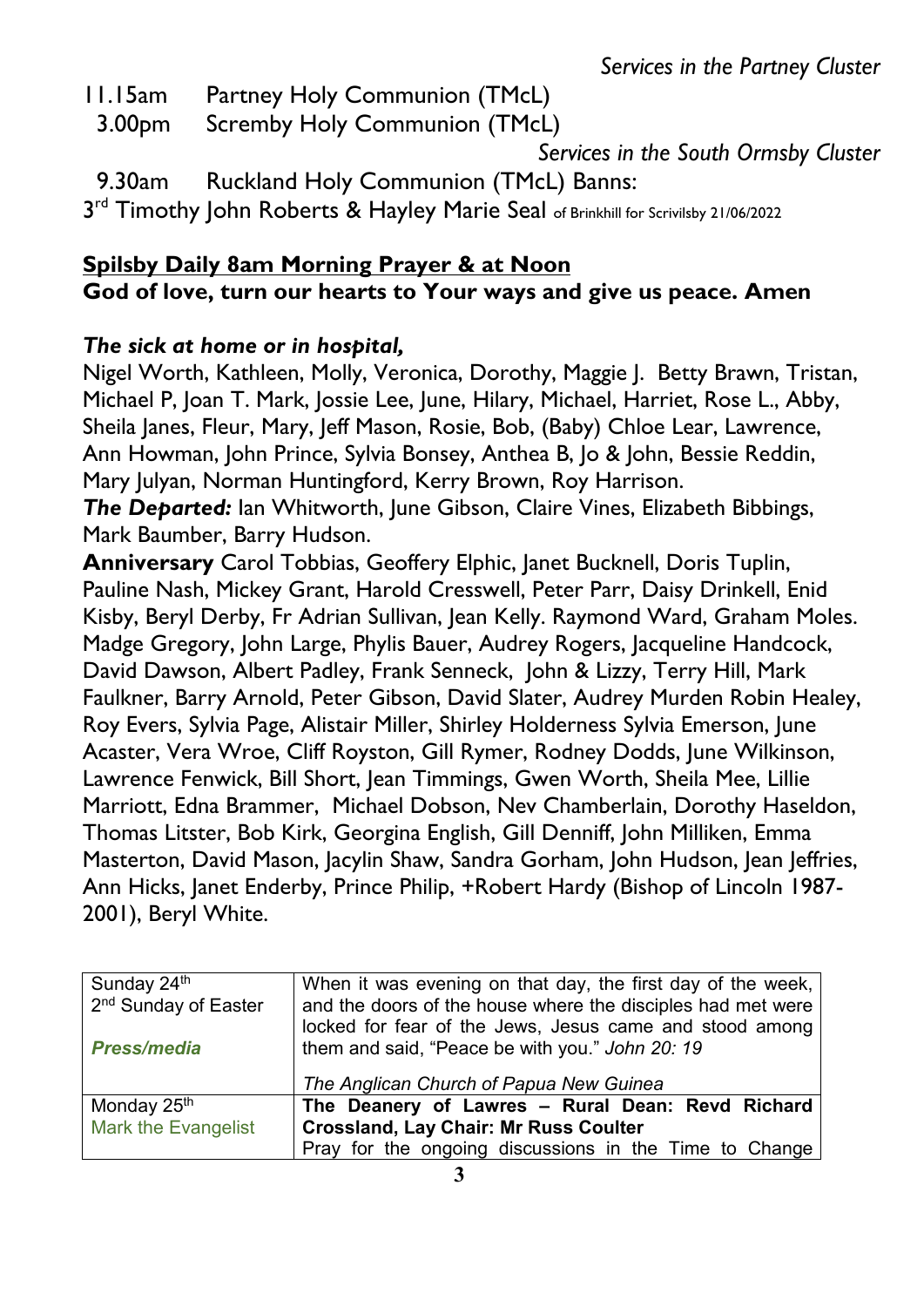*Services in the Partney Cluster*

11.15am Partney Holy Communion (TMcL)
3.00pm Scremby Holy Communion (TMcL)

*Services in the South Ormsby Cluster*

9.30am Ruckland Holy Communion (TMcL) Banns:
3rd Timothy John Roberts & Hayley Marie Seal of Brinkhill for Scrivilsby 21/06/2022

**Spilsby Daily 8am Morning Prayer & at Noon**
**God of love, turn our hearts to Your ways and give us peace. Amen**

***The sick at home or in hospital,***
Nigel Worth, Kathleen, Molly, Veronica, Dorothy, Maggie J. Betty Brawn, Tristan, Michael P, Joan T. Mark, Jossie Lee, June, Hilary, Michael, Harriet, Rose L., Abby, Sheila Janes, Fleur, Mary, Jeff Mason, Rosie, Bob, (Baby) Chloe Lear, Lawrence, Ann Howman, John Prince, Sylvia Bonsey, Anthea B, Jo & John, Bessie Reddin, Mary Julyan, Norman Huntingford, Kerry Brown, Roy Harrison.
***The Departed:*** Ian Whitworth, June Gibson, Claire Vines, Elizabeth Bibbings, Mark Baumber, Barry Hudson.
**Anniversary** Carol Tobbias, Geoffery Elphic, Janet Bucknell, Doris Tuplin, Pauline Nash, Mickey Grant, Harold Cresswell, Peter Parr, Daisy Drinkell, Enid Kisby, Beryl Derby, Fr Adrian Sullivan, Jean Kelly. Raymond Ward, Graham Moles. Madge Gregory, John Large, Phylis Bauer, Audrey Rogers, Jacqueline Handcock, David Dawson, Albert Padley, Frank Senneck, John & Lizzy, Terry Hill, Mark Faulkner, Barry Arnold, Peter Gibson, David Slater, Audrey Murden Robin Healey, Roy Evers, Sylvia Page, Alistair Miller, Shirley Holderness Sylvia Emerson, June Acaster, Vera Wroe, Cliff Royston, Gill Rymer, Rodney Dodds, June Wilkinson, Lawrence Fenwick, Bill Short, Jean Timmings, Gwen Worth, Sheila Mee, Lillie Marriott, Edna Brammer, Michael Dobson, Nev Chamberlain, Dorothy Haseldon, Thomas Litster, Bob Kirk, Georgina English, Gill Denniff, John Milliken, Emma Masterton, David Mason, Jacylin Shaw, Sandra Gorham, John Hudson, Jean Jeffries, Ann Hicks, Janet Enderby, Prince Philip, +Robert Hardy (Bishop of Lincoln 1987-2001), Beryl White.

| | |
|---|---|
| Sunday 24th<br>2nd Sunday of Easter<br><br>***Press/media*** | When it was evening on that day, the first day of the week, and the doors of the house where the disciples had met were locked for fear of the Jews, Jesus came and stood among them and said, "Peace be with you." *John 20: 19*<br><br>*The Anglican Church of Papua New Guinea* |
| Monday 25th<br>Mark the Evangelist | **The Deanery of Lawres – Rural Dean: Revd Richard Crossland, Lay Chair: Mr Russ Coulter**<br>Pray for the ongoing discussions in the Time to Change |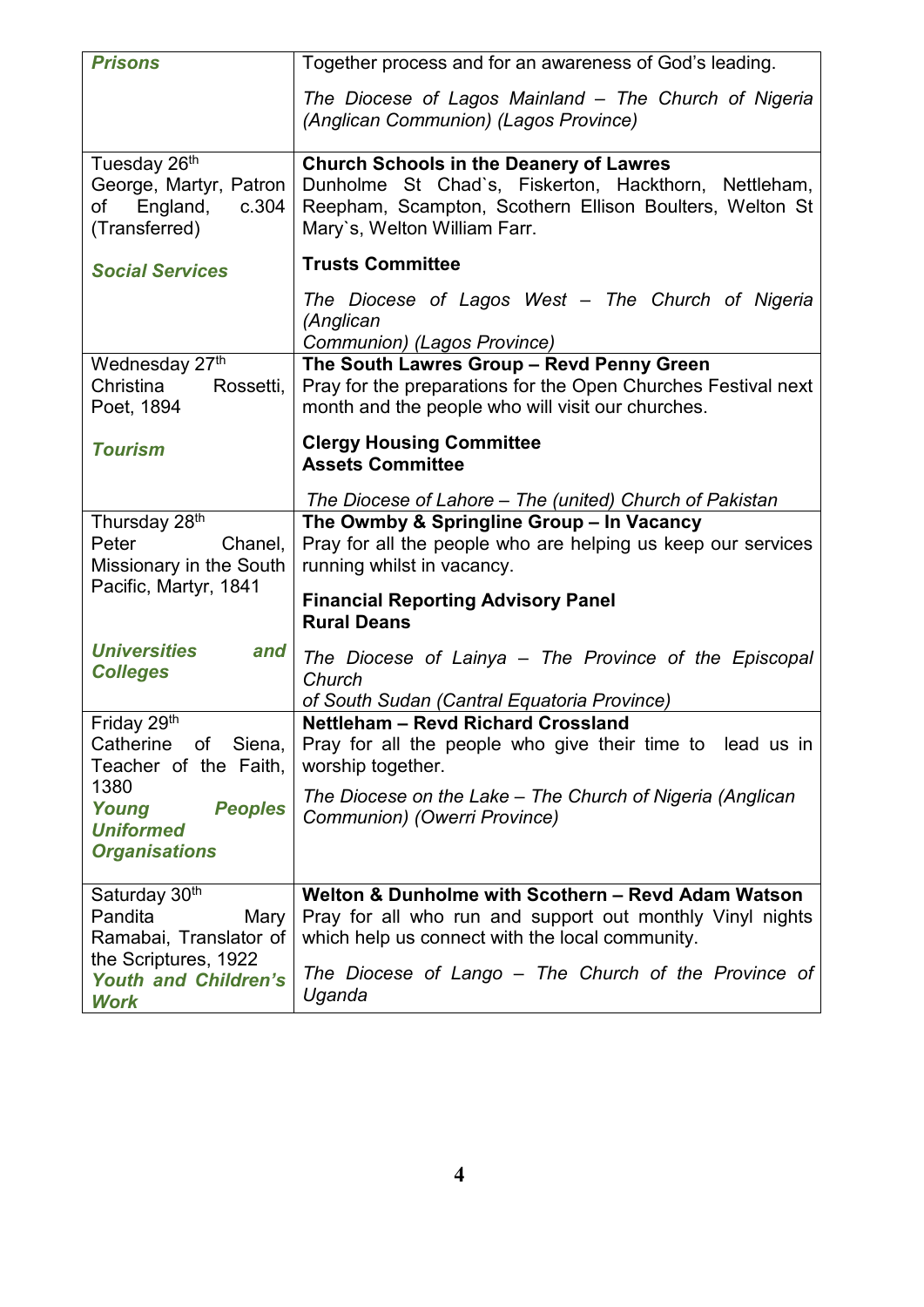| | |
|---|---|
| ***Prisons*** | Together process and for an awareness of God's leading.<br><br>*The Diocese of Lagos Mainland – The Church of Nigeria (Anglican Communion) (Lagos Province)* |
| Tuesday 26th<br>George, Martyr, Patron of England, c.304 (Transferred)<br><br>***Social Services*** | **Church Schools in the Deanery of Lawres**<br>Dunholme St Chad`s, Fiskerton, Hackthorn, Nettleham, Reepham, Scampton, Scothern Ellison Boulters, Welton St Mary`s, Welton William Farr.<br><br>**Trusts Committee**<br><br>*The Diocese of Lagos West – The Church of Nigeria (Anglican Communion) (Lagos Province)* |
| Wednesday 27th<br>Christina Rossetti, Poet, 1894<br><br>***Tourism*** | **The South Lawres Group – Revd Penny Green**<br>Pray for the preparations for the Open Churches Festival next month and the people who will visit our churches.<br><br>**Clergy Housing Committee**<br>**Assets Committee**<br><br>*The Diocese of Lahore – The (united) Church of Pakistan* |
| Thursday 28th<br>Peter Chanel, Missionary in the South Pacific, Martyr, 1841<br><br>***Universities and Colleges*** | **The Owmby & Springline Group – In Vacancy**<br>Pray for all the people who are helping us keep our services running whilst in vacancy.<br><br>**Financial Reporting Advisory Panel**<br>**Rural Deans**<br><br>*The Diocese of Lainya – The Province of the Episcopal Church of South Sudan (Cantral Equatoria Province)* |
| Friday 29th<br>Catherine of Siena, Teacher of the Faith, 1380<br>***Young Peoples Uniformed Organisations*** | **Nettleham – Revd Richard Crossland**<br>Pray for all the people who give their time to lead us in worship together.<br><br>*The Diocese on the Lake – The Church of Nigeria (Anglican Communion) (Owerri Province)* |
| Saturday 30th<br>Pandita Mary Ramabai, Translator of the Scriptures, 1922<br>***Youth and Children's Work*** | **Welton & Dunholme with Scothern – Revd Adam Watson**<br>Pray for all who run and support out monthly Vinyl nights which help us connect with the local community.<br><br>*The Diocese of Lango – The Church of the Province of Uganda* |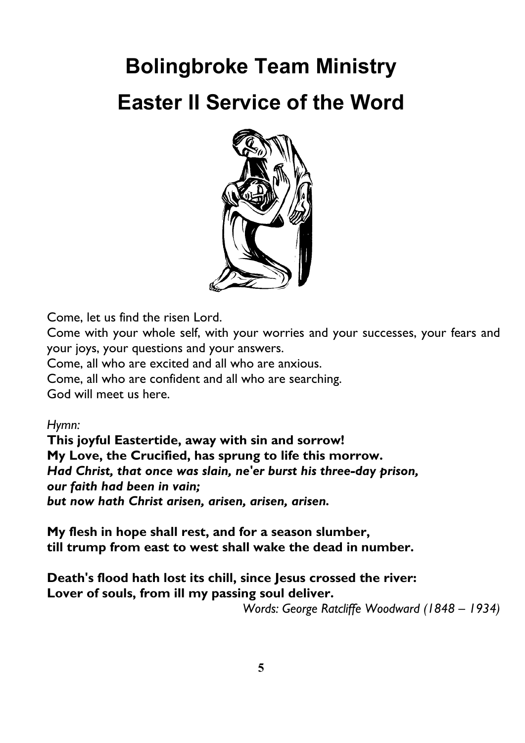# Bolingbroke Team Ministry

# Easter II Service of the Word

Come, let us find the risen Lord.
Come with your whole self, with your worries and your successes, your fears and your joys, your questions and your answers.
Come, all who are excited and all who are anxious.
Come, all who are confident and all who are searching.
God will meet us here.

*Hymn:*

**This joyful Eastertide, away with sin and sorrow!**
**My Love, the Crucified, has sprung to life this morrow.**
***Had Christ, that once was slain, ne'er burst his three-day prison,***
***our faith had been in vain;***
***but now hath Christ arisen, arisen, arisen, arisen.***

**My flesh in hope shall rest, and for a season slumber,**
**till trump from east to west shall wake the dead in number.**

**Death's flood hath lost its chill, since Jesus crossed the river:**
**Lover of souls, from ill my passing soul deliver.**

*Words: George Ratcliffe Woodward (1848 – 1934)*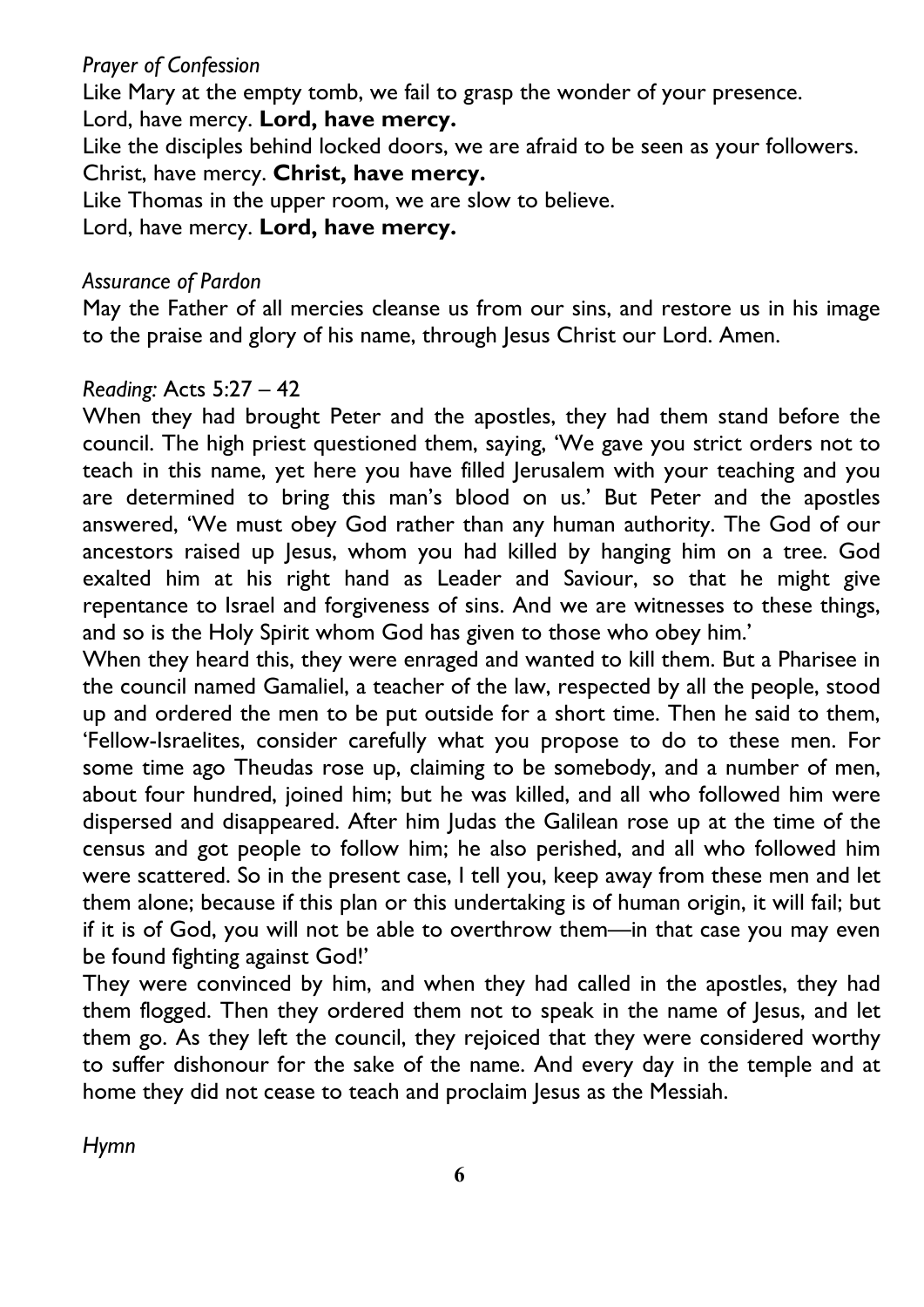*Prayer of Confession*

Like Mary at the empty tomb, we fail to grasp the wonder of your presence.
Lord, have mercy. **Lord, have mercy.**
Like the disciples behind locked doors, we are afraid to be seen as your followers.
Christ, have mercy. **Christ, have mercy.**
Like Thomas in the upper room, we are slow to believe.
Lord, have mercy. **Lord, have mercy.**

*Assurance of Pardon*

May the Father of all mercies cleanse us from our sins, and restore us in his image to the praise and glory of his name, through Jesus Christ our Lord. Amen.

*Reading:* Acts 5:27 – 42

When they had brought Peter and the apostles, they had them stand before the council. The high priest questioned them, saying, 'We gave you strict orders not to teach in this name, yet here you have filled Jerusalem with your teaching and you are determined to bring this man's blood on us.' But Peter and the apostles answered, 'We must obey God rather than any human authority. The God of our ancestors raised up Jesus, whom you had killed by hanging him on a tree. God exalted him at his right hand as Leader and Saviour, so that he might give repentance to Israel and forgiveness of sins. And we are witnesses to these things, and so is the Holy Spirit whom God has given to those who obey him.'

When they heard this, they were enraged and wanted to kill them. But a Pharisee in the council named Gamaliel, a teacher of the law, respected by all the people, stood up and ordered the men to be put outside for a short time. Then he said to them, 'Fellow-Israelites, consider carefully what you propose to do to these men. For some time ago Theudas rose up, claiming to be somebody, and a number of men, about four hundred, joined him; but he was killed, and all who followed him were dispersed and disappeared. After him Judas the Galilean rose up at the time of the census and got people to follow him; he also perished, and all who followed him were scattered. So in the present case, I tell you, keep away from these men and let them alone; because if this plan or this undertaking is of human origin, it will fail; but if it is of God, you will not be able to overthrow them—in that case you may even be found fighting against God!'

They were convinced by him, and when they had called in the apostles, they had them flogged. Then they ordered them not to speak in the name of Jesus, and let them go. As they left the council, they rejoiced that they were considered worthy to suffer dishonour for the sake of the name. And every day in the temple and at home they did not cease to teach and proclaim Jesus as the Messiah.

*Hymn*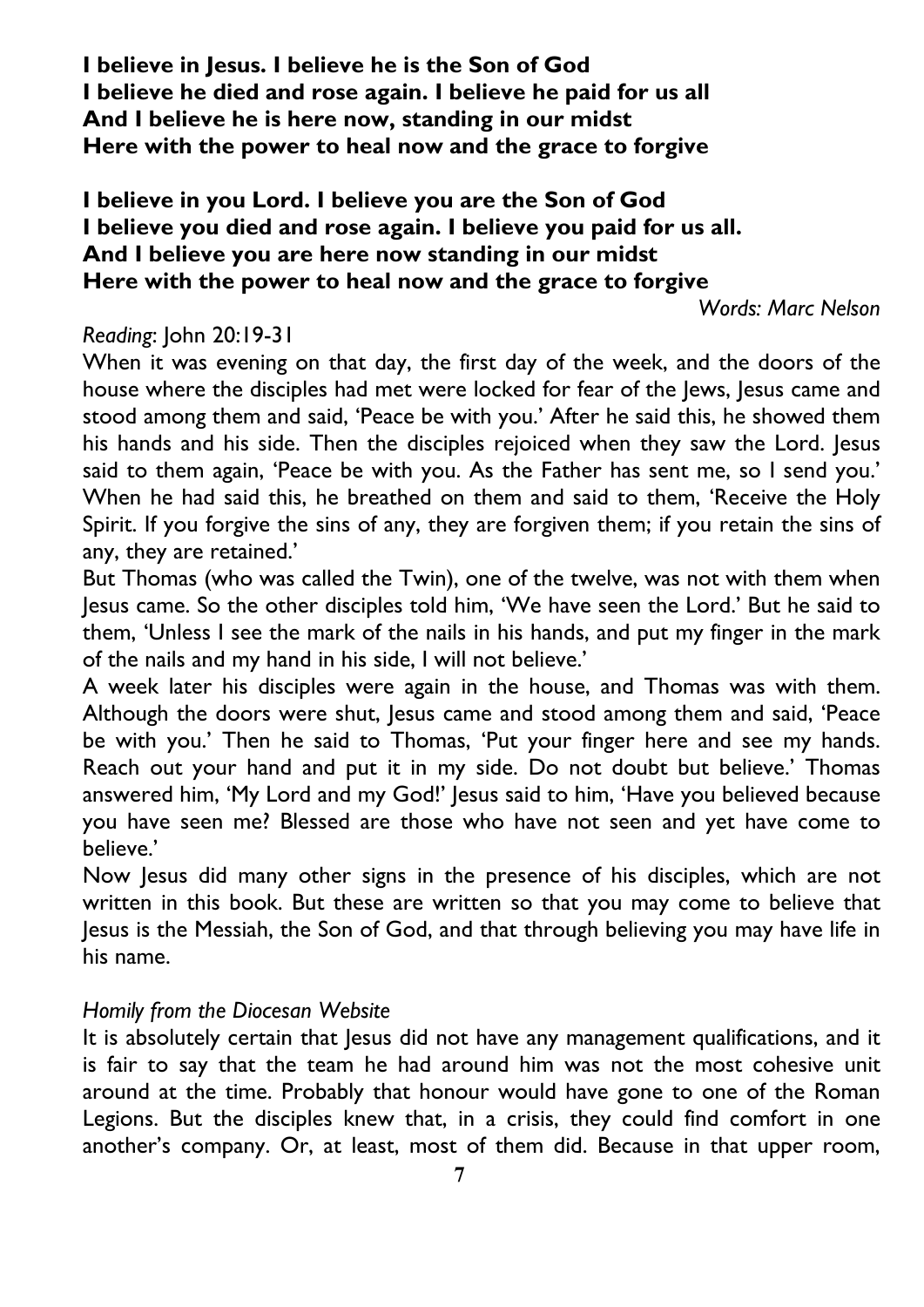**I believe in Jesus. I believe he is the Son of God**
**I believe he died and rose again. I believe he paid for us all**
**And I believe he is here now, standing in our midst**
**Here with the power to heal now and the grace to forgive**

**I believe in you Lord. I believe you are the Son of God**
**I believe you died and rose again. I believe you paid for us all.**
**And I believe you are here now standing in our midst**
**Here with the power to heal now and the grace to forgive**

*Words: Marc Nelson*

*Reading*: John 20:19-31

When it was evening on that day, the first day of the week, and the doors of the house where the disciples had met were locked for fear of the Jews, Jesus came and stood among them and said, 'Peace be with you.' After he said this, he showed them his hands and his side. Then the disciples rejoiced when they saw the Lord. Jesus said to them again, 'Peace be with you. As the Father has sent me, so I send you.' When he had said this, he breathed on them and said to them, 'Receive the Holy Spirit. If you forgive the sins of any, they are forgiven them; if you retain the sins of any, they are retained.'

But Thomas (who was called the Twin), one of the twelve, was not with them when Jesus came. So the other disciples told him, 'We have seen the Lord.' But he said to them, 'Unless I see the mark of the nails in his hands, and put my finger in the mark of the nails and my hand in his side, I will not believe.'

A week later his disciples were again in the house, and Thomas was with them. Although the doors were shut, Jesus came and stood among them and said, 'Peace be with you.' Then he said to Thomas, 'Put your finger here and see my hands. Reach out your hand and put it in my side. Do not doubt but believe.' Thomas answered him, 'My Lord and my God!' Jesus said to him, 'Have you believed because you have seen me? Blessed are those who have not seen and yet have come to believe.'

Now Jesus did many other signs in the presence of his disciples, which are not written in this book. But these are written so that you may come to believe that Jesus is the Messiah, the Son of God, and that through believing you may have life in his name.

*Homily from the Diocesan Website*

It is absolutely certain that Jesus did not have any management qualifications, and it is fair to say that the team he had around him was not the most cohesive unit around at the time. Probably that honour would have gone to one of the Roman Legions. But the disciples knew that, in a crisis, they could find comfort in one another's company. Or, at least, most of them did. Because in that upper room,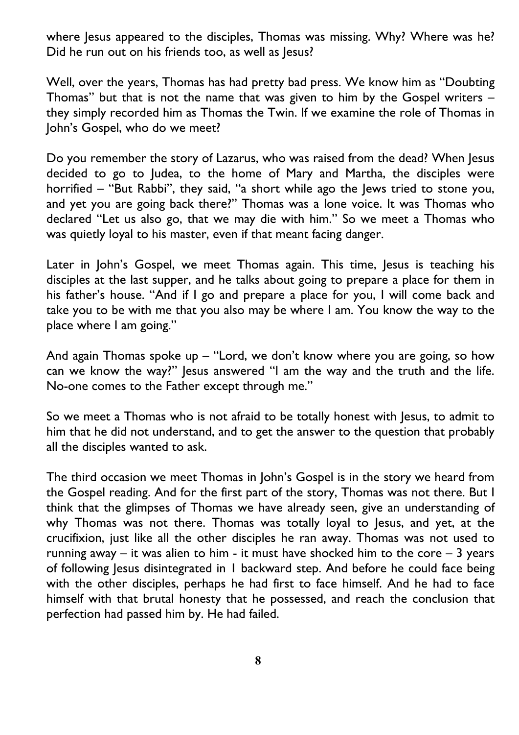where Jesus appeared to the disciples, Thomas was missing. Why? Where was he? Did he run out on his friends too, as well as Jesus?

Well, over the years, Thomas has had pretty bad press. We know him as "Doubting Thomas" but that is not the name that was given to him by the Gospel writers – they simply recorded him as Thomas the Twin. If we examine the role of Thomas in John's Gospel, who do we meet?

Do you remember the story of Lazarus, who was raised from the dead? When Jesus decided to go to Judea, to the home of Mary and Martha, the disciples were horrified – "But Rabbi", they said, "a short while ago the Jews tried to stone you, and yet you are going back there?" Thomas was a lone voice. It was Thomas who declared "Let us also go, that we may die with him." So we meet a Thomas who was quietly loyal to his master, even if that meant facing danger.

Later in John's Gospel, we meet Thomas again. This time, Jesus is teaching his disciples at the last supper, and he talks about going to prepare a place for them in his father's house. "And if I go and prepare a place for you, I will come back and take you to be with me that you also may be where I am. You know the way to the place where I am going."

And again Thomas spoke up – "Lord, we don't know where you are going, so how can we know the way?" Jesus answered "I am the way and the truth and the life. No-one comes to the Father except through me."

So we meet a Thomas who is not afraid to be totally honest with Jesus, to admit to him that he did not understand, and to get the answer to the question that probably all the disciples wanted to ask.

The third occasion we meet Thomas in John's Gospel is in the story we heard from the Gospel reading. And for the first part of the story, Thomas was not there. But I think that the glimpses of Thomas we have already seen, give an understanding of why Thomas was not there. Thomas was totally loyal to Jesus, and yet, at the crucifixion, just like all the other disciples he ran away. Thomas was not used to running away – it was alien to him - it must have shocked him to the core – 3 years of following Jesus disintegrated in 1 backward step. And before he could face being with the other disciples, perhaps he had first to face himself. And he had to face himself with that brutal honesty that he possessed, and reach the conclusion that perfection had passed him by. He had failed.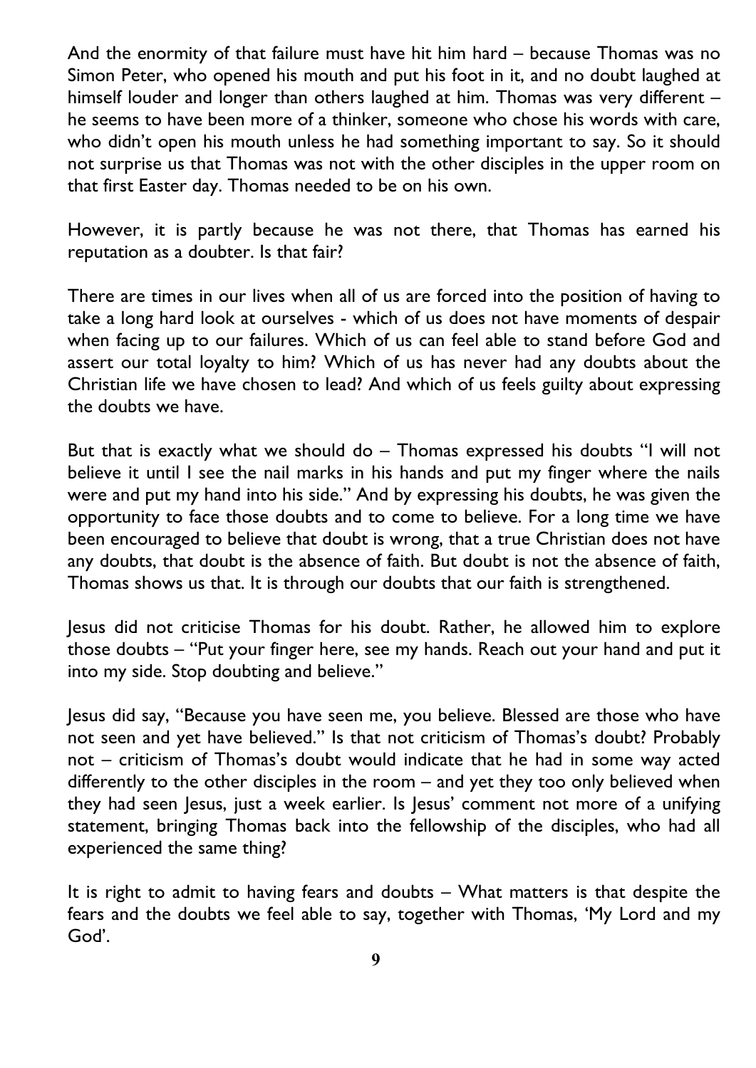And the enormity of that failure must have hit him hard – because Thomas was no Simon Peter, who opened his mouth and put his foot in it, and no doubt laughed at himself louder and longer than others laughed at him. Thomas was very different – he seems to have been more of a thinker, someone who chose his words with care, who didn't open his mouth unless he had something important to say. So it should not surprise us that Thomas was not with the other disciples in the upper room on that first Easter day. Thomas needed to be on his own.

However, it is partly because he was not there, that Thomas has earned his reputation as a doubter. Is that fair?

There are times in our lives when all of us are forced into the position of having to take a long hard look at ourselves - which of us does not have moments of despair when facing up to our failures. Which of us can feel able to stand before God and assert our total loyalty to him? Which of us has never had any doubts about the Christian life we have chosen to lead? And which of us feels guilty about expressing the doubts we have.

But that is exactly what we should do – Thomas expressed his doubts "I will not believe it until I see the nail marks in his hands and put my finger where the nails were and put my hand into his side." And by expressing his doubts, he was given the opportunity to face those doubts and to come to believe. For a long time we have been encouraged to believe that doubt is wrong, that a true Christian does not have any doubts, that doubt is the absence of faith. But doubt is not the absence of faith, Thomas shows us that. It is through our doubts that our faith is strengthened.

Jesus did not criticise Thomas for his doubt. Rather, he allowed him to explore those doubts – "Put your finger here, see my hands. Reach out your hand and put it into my side. Stop doubting and believe."

Jesus did say, "Because you have seen me, you believe. Blessed are those who have not seen and yet have believed." Is that not criticism of Thomas's doubt? Probably not – criticism of Thomas's doubt would indicate that he had in some way acted differently to the other disciples in the room – and yet they too only believed when they had seen Jesus, just a week earlier. Is Jesus' comment not more of a unifying statement, bringing Thomas back into the fellowship of the disciples, who had all experienced the same thing?

It is right to admit to having fears and doubts – What matters is that despite the fears and the doubts we feel able to say, together with Thomas, 'My Lord and my God'.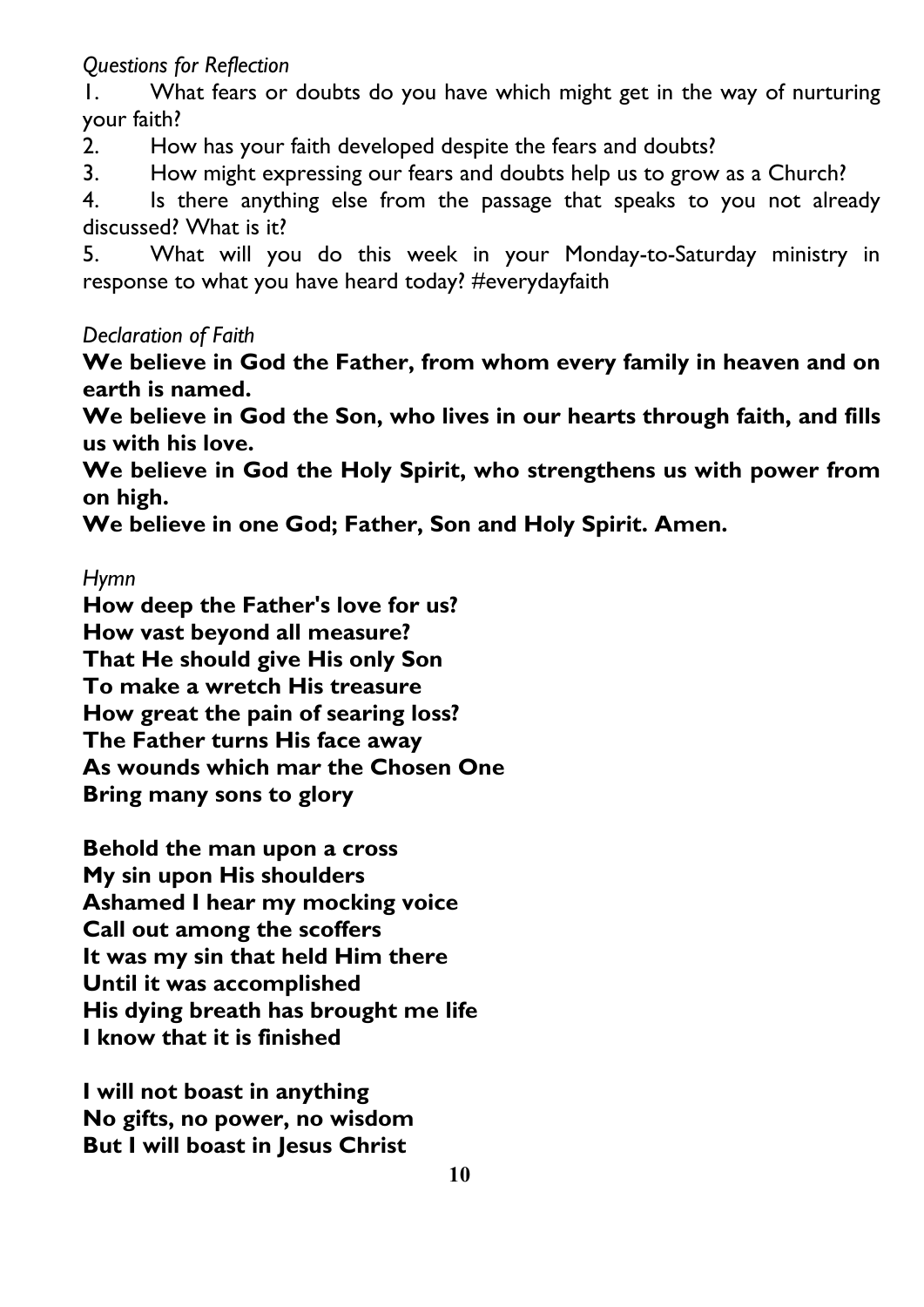*Questions for Reflection*

1. What fears or doubts do you have which might get in the way of nurturing your faith?
2. How has your faith developed despite the fears and doubts?
3. How might expressing our fears and doubts help us to grow as a Church?
4. Is there anything else from the passage that speaks to you not already discussed? What is it?
5. What will you do this week in your Monday-to-Saturday ministry in response to what you have heard today? #everydayfaith

*Declaration of Faith*

**We believe in God the Father, from whom every family in heaven and on earth is named.**

**We believe in God the Son, who lives in our hearts through faith, and fills us with his love.**

**We believe in God the Holy Spirit, who strengthens us with power from on high.**

**We believe in one God; Father, Son and Holy Spirit. Amen.**

*Hymn*

**How deep the Father's love for us?**
**How vast beyond all measure?**
**That He should give His only Son**
**To make a wretch His treasure**
**How great the pain of searing loss?**
**The Father turns His face away**
**As wounds which mar the Chosen One**
**Bring many sons to glory**

**Behold the man upon a cross**
**My sin upon His shoulders**
**Ashamed I hear my mocking voice**
**Call out among the scoffers**
**It was my sin that held Him there**
**Until it was accomplished**
**His dying breath has brought me life**
**I know that it is finished**

**I will not boast in anything**
**No gifts, no power, no wisdom**
**But I will boast in Jesus Christ**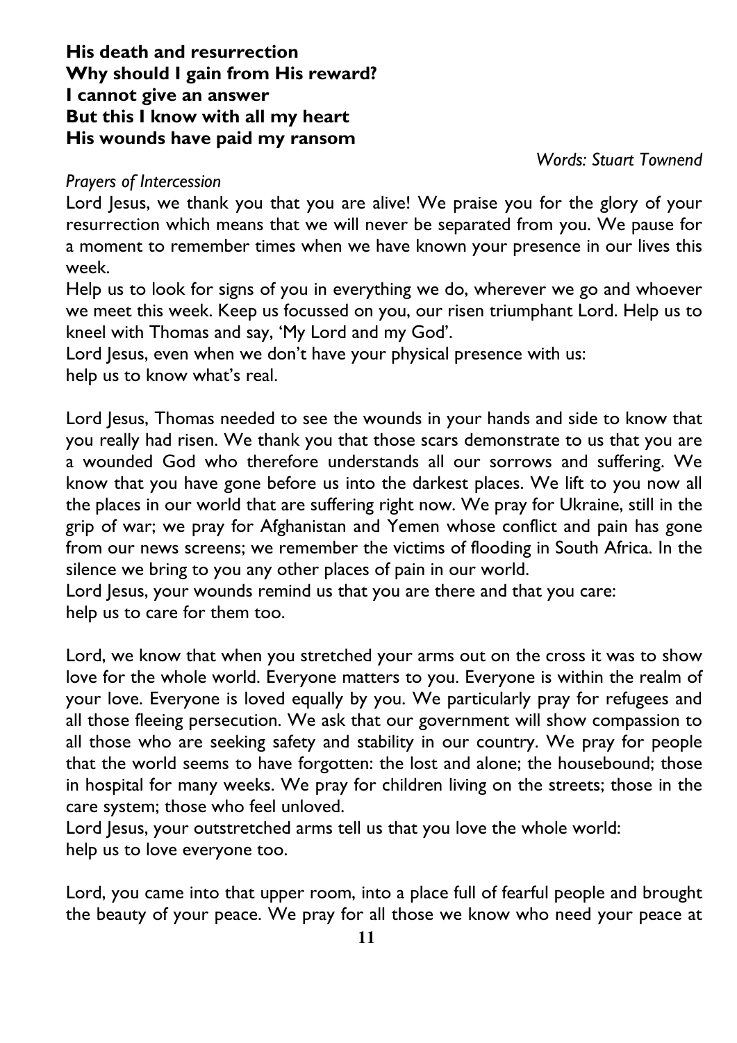**His death and resurrection**
**Why should I gain from His reward?**
**I cannot give an answer**
**But this I know with all my heart**
**His wounds have paid my ransom**

*Words: Stuart Townend*

*Prayers of Intercession*

Lord Jesus, we thank you that you are alive! We praise you for the glory of your resurrection which means that we will never be separated from you. We pause for a moment to remember times when we have known your presence in our lives this week.

Help us to look for signs of you in everything we do, wherever we go and whoever we meet this week. Keep us focussed on you, our risen triumphant Lord. Help us to kneel with Thomas and say, 'My Lord and my God'.

Lord Jesus, even when we don't have your physical presence with us:
help us to know what's real.

Lord Jesus, Thomas needed to see the wounds in your hands and side to know that you really had risen. We thank you that those scars demonstrate to us that you are a wounded God who therefore understands all our sorrows and suffering. We know that you have gone before us into the darkest places. We lift to you now all the places in our world that are suffering right now. We pray for Ukraine, still in the grip of war; we pray for Afghanistan and Yemen whose conflict and pain has gone from our news screens; we remember the victims of flooding in South Africa. In the silence we bring to you any other places of pain in our world.

Lord Jesus, your wounds remind us that you are there and that you care:
help us to care for them too.

Lord, we know that when you stretched your arms out on the cross it was to show love for the whole world. Everyone matters to you. Everyone is within the realm of your love. Everyone is loved equally by you. We particularly pray for refugees and all those fleeing persecution. We ask that our government will show compassion to all those who are seeking safety and stability in our country. We pray for people that the world seems to have forgotten: the lost and alone; the housebound; those in hospital for many weeks. We pray for children living on the streets; those in the care system; those who feel unloved.

Lord Jesus, your outstretched arms tell us that you love the whole world:
help us to love everyone too.

Lord, you came into that upper room, into a place full of fearful people and brought the beauty of your peace. We pray for all those we know who need your peace at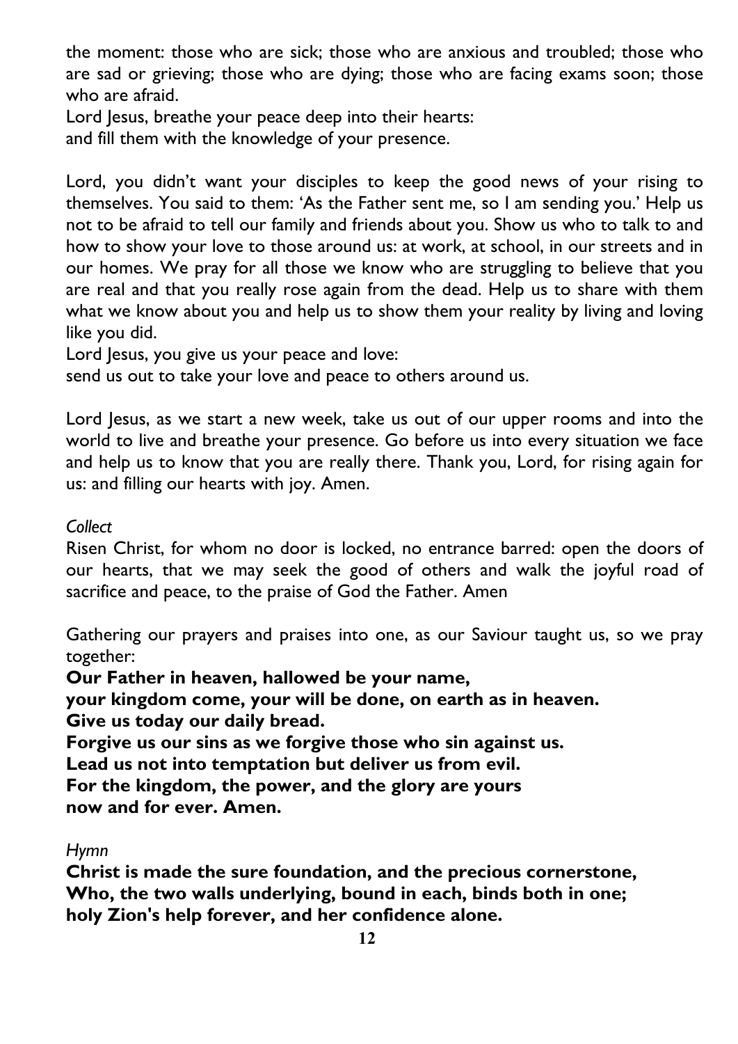the moment: those who are sick; those who are anxious and troubled; those who are sad or grieving; those who are dying; those who are facing exams soon; those who are afraid.
Lord Jesus, breathe your peace deep into their hearts:
and fill them with the knowledge of your presence.

Lord, you didn't want your disciples to keep the good news of your rising to themselves. You said to them: 'As the Father sent me, so I am sending you.' Help us not to be afraid to tell our family and friends about you. Show us who to talk to and how to show your love to those around us: at work, at school, in our streets and in our homes. We pray for all those we know who are struggling to believe that you are real and that you really rose again from the dead. Help us to share with them what we know about you and help us to show them your reality by living and loving like you did.
Lord Jesus, you give us your peace and love:
send us out to take your love and peace to others around us.

Lord Jesus, as we start a new week, take us out of our upper rooms and into the world to live and breathe your presence. Go before us into every situation we face and help us to know that you are really there. Thank you, Lord, for rising again for us: and filling our hearts with joy. Amen.

*Collect*
Risen Christ, for whom no door is locked, no entrance barred: open the doors of our hearts, that we may seek the good of others and walk the joyful road of sacrifice and peace, to the praise of God the Father. Amen

Gathering our prayers and praises into one, as our Saviour taught us, so we pray together:
**Our Father in heaven, hallowed be your name,**
**your kingdom come, your will be done, on earth as in heaven.**
**Give us today our daily bread.**
**Forgive us our sins as we forgive those who sin against us.**
**Lead us not into temptation but deliver us from evil.**
**For the kingdom, the power, and the glory are yours**
**now and for ever. Amen.**

*Hymn*
**Christ is made the sure foundation, and the precious cornerstone,**
**Who, the two walls underlying, bound in each, binds both in one;**
**holy Zion's help forever, and her confidence alone.**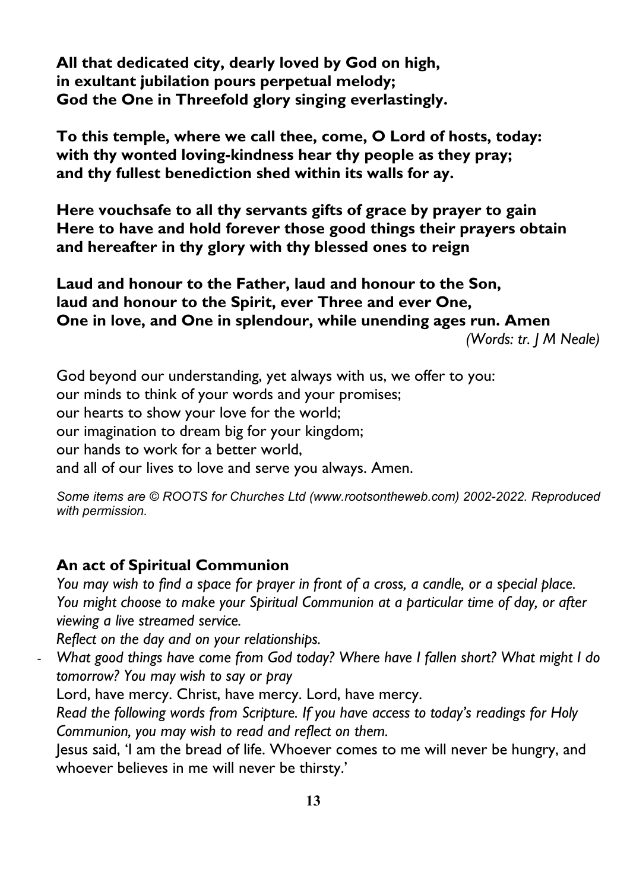**All that dedicated city, dearly loved by God on high,**
**in exultant jubilation pours perpetual melody;**
**God the One in Threefold glory singing everlastingly.**

**To this temple, where we call thee, come, O Lord of hosts, today:**
**with thy wonted loving-kindness hear thy people as they pray;**
**and thy fullest benediction shed within its walls for ay.**

**Here vouchsafe to all thy servants gifts of grace by prayer to gain**
**Here to have and hold forever those good things their prayers obtain**
**and hereafter in thy glory with thy blessed ones to reign**

**Laud and honour to the Father, laud and honour to the Son,**
**laud and honour to the Spirit, ever Three and ever One,**
**One in love, and One in splendour, while unending ages run. Amen**
*(Words: tr. J M Neale)*

God beyond our understanding, yet always with us, we offer to you:
our minds to think of your words and your promises;
our hearts to show your love for the world;
our imagination to dream big for your kingdom;
our hands to work for a better world,
and all of our lives to love and serve you always. Amen.

*Some items are © ROOTS for Churches Ltd (www.rootsontheweb.com) 2002-2022. Reproduced with permission.*

**An act of Spiritual Communion**

*You may wish to find a space for prayer in front of a cross, a candle, or a special place. You might choose to make your Spiritual Communion at a particular time of day, or after viewing a live streamed service.*

*Reflect on the day and on your relationships.*

- *What good things have come from God today? Where have I fallen short? What might I do tomorrow? You may wish to say or pray*

Lord, have mercy. Christ, have mercy. Lord, have mercy.

*Read the following words from Scripture. If you have access to today's readings for Holy Communion, you may wish to read and reflect on them.*

Jesus said, 'I am the bread of life. Whoever comes to me will never be hungry, and whoever believes in me will never be thirsty.'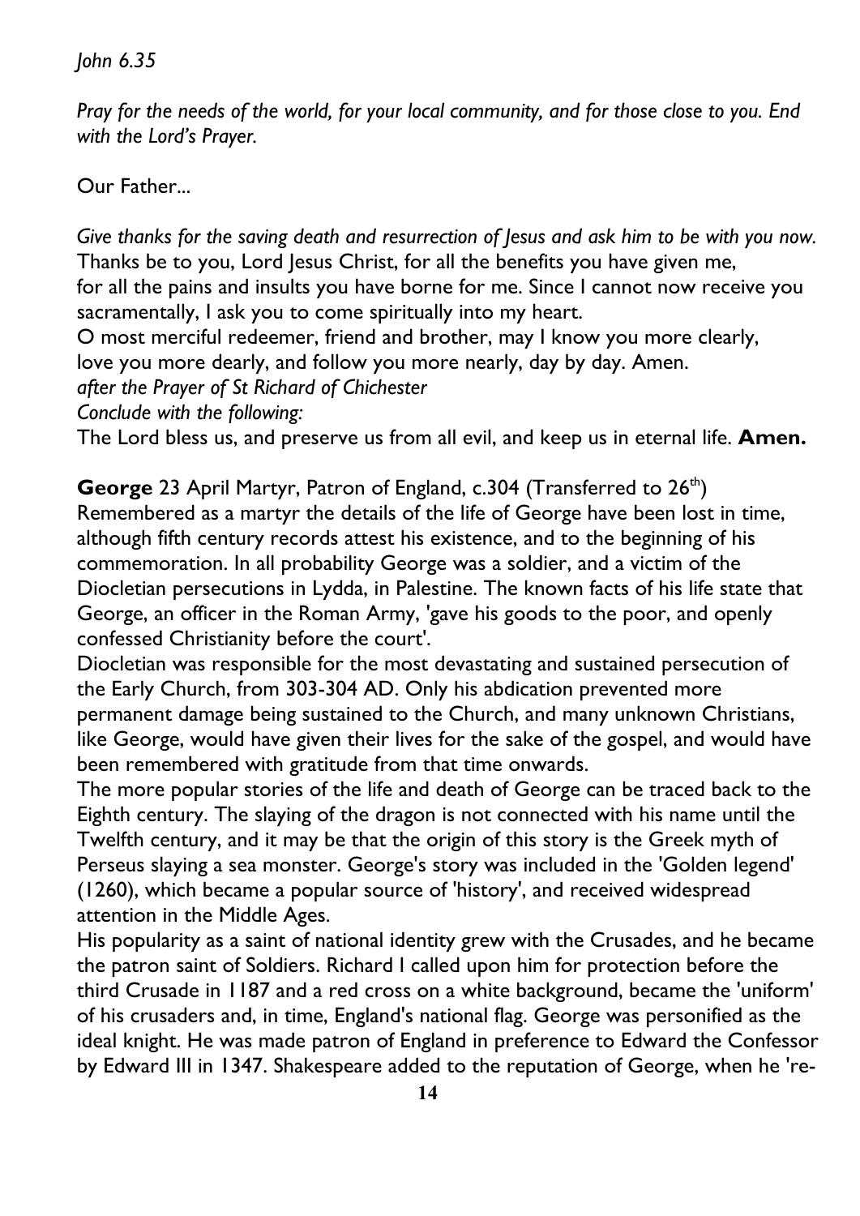*John 6.35*

*Pray for the needs of the world, for your local community, and for those close to you. End with the Lord's Prayer.*

Our Father...

*Give thanks for the saving death and resurrection of Jesus and ask him to be with you now.*
Thanks be to you, Lord Jesus Christ, for all the benefits you have given me,
for all the pains and insults you have borne for me. Since I cannot now receive you sacramentally, I ask you to come spiritually into my heart.
O most merciful redeemer, friend and brother, may I know you more clearly,
love you more dearly, and follow you more nearly, day by day. Amen.
*after the Prayer of St Richard of Chichester*
*Conclude with the following:*
The Lord bless us, and preserve us from all evil, and keep us in eternal life. **Amen.**

**George** 23 April Martyr, Patron of England, c.304 (Transferred to 26th)
Remembered as a martyr the details of the life of George have been lost in time, although fifth century records attest his existence, and to the beginning of his commemoration. In all probability George was a soldier, and a victim of the Diocletian persecutions in Lydda, in Palestine. The known facts of his life state that George, an officer in the Roman Army, 'gave his goods to the poor, and openly confessed Christianity before the court'.
Diocletian was responsible for the most devastating and sustained persecution of the Early Church, from 303-304 AD. Only his abdication prevented more permanent damage being sustained to the Church, and many unknown Christians, like George, would have given their lives for the sake of the gospel, and would have been remembered with gratitude from that time onwards.
The more popular stories of the life and death of George can be traced back to the Eighth century. The slaying of the dragon is not connected with his name until the Twelfth century, and it may be that the origin of this story is the Greek myth of Perseus slaying a sea monster. George's story was included in the 'Golden legend' (1260), which became a popular source of 'history', and received widespread attention in the Middle Ages.
His popularity as a saint of national identity grew with the Crusades, and he became the patron saint of Soldiers. Richard I called upon him for protection before the third Crusade in 1187 and a red cross on a white background, became the 'uniform' of his crusaders and, in time, England's national flag. George was personified as the ideal knight. He was made patron of England in preference to Edward the Confessor by Edward III in 1347. Shakespeare added to the reputation of George, when he 're-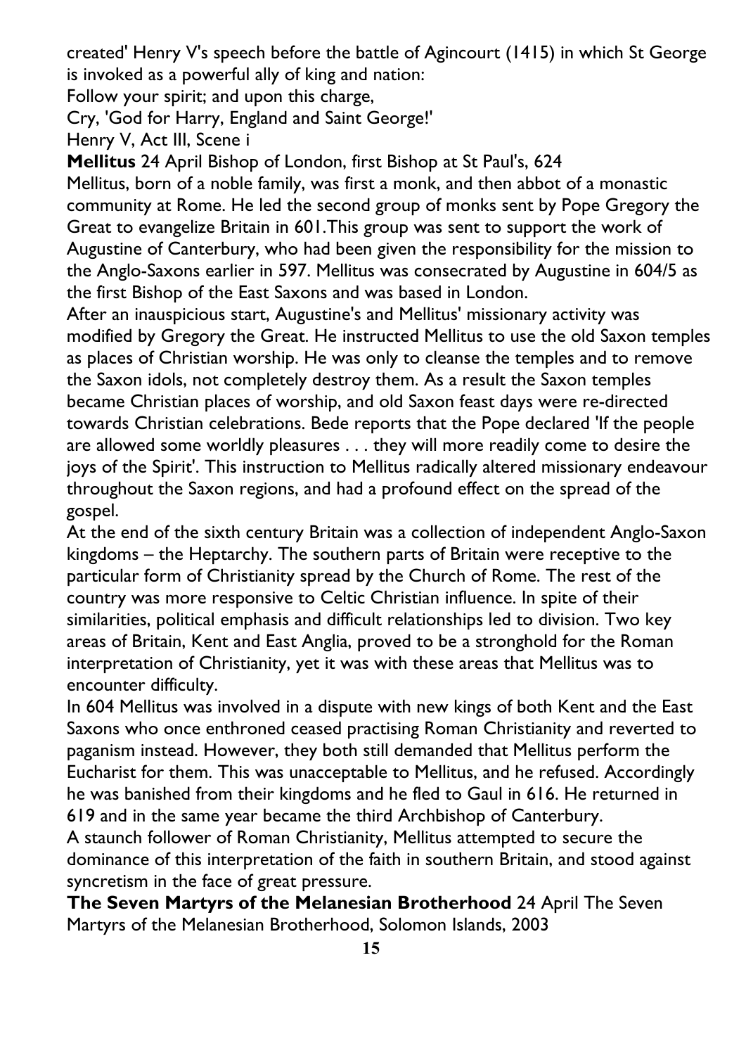created' Henry V's speech before the battle of Agincourt (1415) in which St George is invoked as a powerful ally of king and nation:

Follow your spirit; and upon this charge,
Cry, 'God for Harry, England and Saint George!'
Henry V, Act III, Scene i

**Mellitus** 24 April Bishop of London, first Bishop at St Paul's, 624

Mellitus, born of a noble family, was first a monk, and then abbot of a monastic community at Rome. He led the second group of monks sent by Pope Gregory the Great to evangelize Britain in 601.This group was sent to support the work of Augustine of Canterbury, who had been given the responsibility for the mission to the Anglo-Saxons earlier in 597. Mellitus was consecrated by Augustine in 604/5 as the first Bishop of the East Saxons and was based in London.

After an inauspicious start, Augustine's and Mellitus' missionary activity was modified by Gregory the Great. He instructed Mellitus to use the old Saxon temples as places of Christian worship. He was only to cleanse the temples and to remove the Saxon idols, not completely destroy them. As a result the Saxon temples became Christian places of worship, and old Saxon feast days were re-directed towards Christian celebrations. Bede reports that the Pope declared 'If the people are allowed some worldly pleasures . . . they will more readily come to desire the joys of the Spirit'. This instruction to Mellitus radically altered missionary endeavour throughout the Saxon regions, and had a profound effect on the spread of the gospel.

At the end of the sixth century Britain was a collection of independent Anglo-Saxon kingdoms – the Heptarchy. The southern parts of Britain were receptive to the particular form of Christianity spread by the Church of Rome. The rest of the country was more responsive to Celtic Christian influence. In spite of their similarities, political emphasis and difficult relationships led to division. Two key areas of Britain, Kent and East Anglia, proved to be a stronghold for the Roman interpretation of Christianity, yet it was with these areas that Mellitus was to encounter difficulty.

In 604 Mellitus was involved in a dispute with new kings of both Kent and the East Saxons who once enthroned ceased practising Roman Christianity and reverted to paganism instead. However, they both still demanded that Mellitus perform the Eucharist for them. This was unacceptable to Mellitus, and he refused. Accordingly he was banished from their kingdoms and he fled to Gaul in 616. He returned in 619 and in the same year became the third Archbishop of Canterbury.

A staunch follower of Roman Christianity, Mellitus attempted to secure the dominance of this interpretation of the faith in southern Britain, and stood against syncretism in the face of great pressure.

**The Seven Martyrs of the Melanesian Brotherhood** 24 April The Seven Martyrs of the Melanesian Brotherhood, Solomon Islands, 2003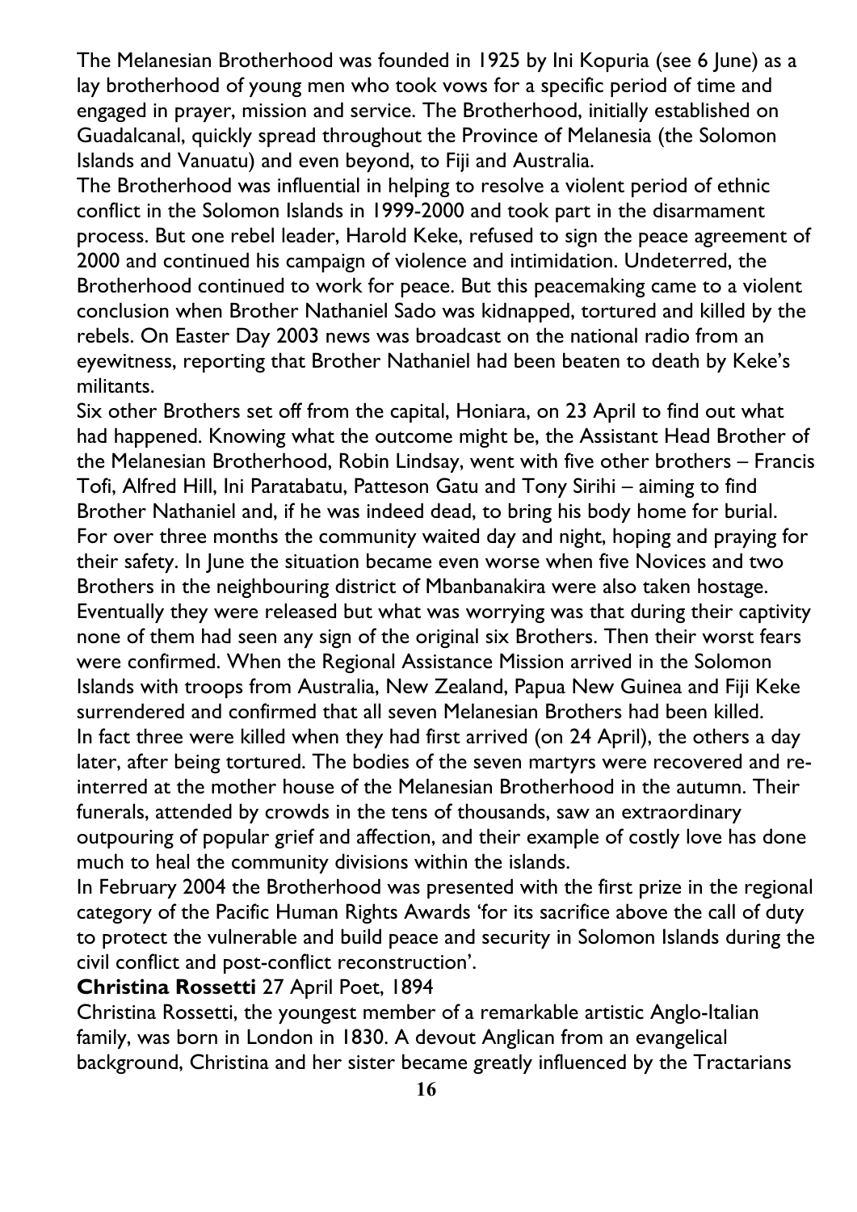The Melanesian Brotherhood was founded in 1925 by Ini Kopuria (see 6 June) as a lay brotherhood of young men who took vows for a specific period of time and engaged in prayer, mission and service. The Brotherhood, initially established on Guadalcanal, quickly spread throughout the Province of Melanesia (the Solomon Islands and Vanuatu) and even beyond, to Fiji and Australia.

The Brotherhood was influential in helping to resolve a violent period of ethnic conflict in the Solomon Islands in 1999-2000 and took part in the disarmament process. But one rebel leader, Harold Keke, refused to sign the peace agreement of 2000 and continued his campaign of violence and intimidation. Undeterred, the Brotherhood continued to work for peace. But this peacemaking came to a violent conclusion when Brother Nathaniel Sado was kidnapped, tortured and killed by the rebels. On Easter Day 2003 news was broadcast on the national radio from an eyewitness, reporting that Brother Nathaniel had been beaten to death by Keke's militants.

Six other Brothers set off from the capital, Honiara, on 23 April to find out what had happened. Knowing what the outcome might be, the Assistant Head Brother of the Melanesian Brotherhood, Robin Lindsay, went with five other brothers – Francis Tofi, Alfred Hill, Ini Paratabatu, Patteson Gatu and Tony Sirihi – aiming to find Brother Nathaniel and, if he was indeed dead, to bring his body home for burial. For over three months the community waited day and night, hoping and praying for their safety. In June the situation became even worse when five Novices and two Brothers in the neighbouring district of Mbanbanakira were also taken hostage. Eventually they were released but what was worrying was that during their captivity none of them had seen any sign of the original six Brothers. Then their worst fears were confirmed. When the Regional Assistance Mission arrived in the Solomon Islands with troops from Australia, New Zealand, Papua New Guinea and Fiji Keke surrendered and confirmed that all seven Melanesian Brothers had been killed. In fact three were killed when they had first arrived (on 24 April), the others a day later, after being tortured. The bodies of the seven martyrs were recovered and re-interred at the mother house of the Melanesian Brotherhood in the autumn. Their funerals, attended by crowds in the tens of thousands, saw an extraordinary outpouring of popular grief and affection, and their example of costly love has done much to heal the community divisions within the islands.

In February 2004 the Brotherhood was presented with the first prize in the regional category of the Pacific Human Rights Awards 'for its sacrifice above the call of duty to protect the vulnerable and build peace and security in Solomon Islands during the civil conflict and post-conflict reconstruction'.

**Christina Rossetti** 27 April Poet, 1894

Christina Rossetti, the youngest member of a remarkable artistic Anglo-Italian family, was born in London in 1830. A devout Anglican from an evangelical background, Christina and her sister became greatly influenced by the Tractarians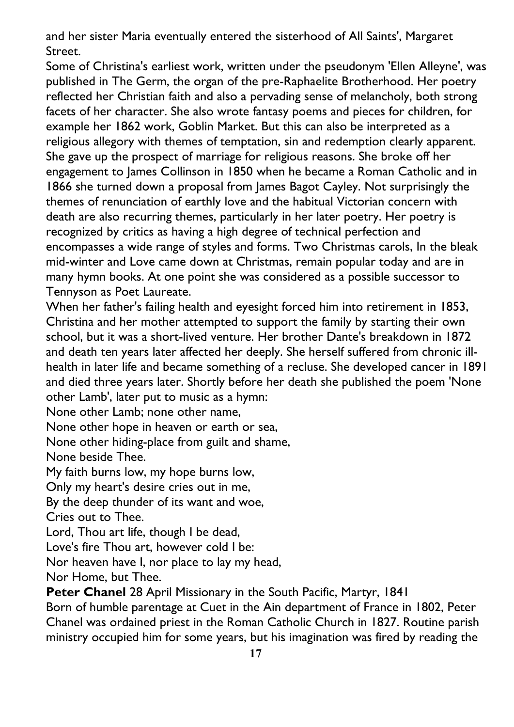and her sister Maria eventually entered the sisterhood of All Saints', Margaret Street.

Some of Christina's earliest work, written under the pseudonym 'Ellen Alleyne', was published in The Germ, the organ of the pre-Raphaelite Brotherhood. Her poetry reflected her Christian faith and also a pervading sense of melancholy, both strong facets of her character. She also wrote fantasy poems and pieces for children, for example her 1862 work, Goblin Market. But this can also be interpreted as a religious allegory with themes of temptation, sin and redemption clearly apparent. She gave up the prospect of marriage for religious reasons. She broke off her engagement to James Collinson in 1850 when he became a Roman Catholic and in 1866 she turned down a proposal from James Bagot Cayley. Not surprisingly the themes of renunciation of earthly love and the habitual Victorian concern with death are also recurring themes, particularly in her later poetry. Her poetry is recognized by critics as having a high degree of technical perfection and encompasses a wide range of styles and forms. Two Christmas carols, In the bleak mid-winter and Love came down at Christmas, remain popular today and are in many hymn books. At one point she was considered as a possible successor to Tennyson as Poet Laureate.

When her father's failing health and eyesight forced him into retirement in 1853, Christina and her mother attempted to support the family by starting their own school, but it was a short-lived venture. Her brother Dante's breakdown in 1872 and death ten years later affected her deeply. She herself suffered from chronic ill-health in later life and became something of a recluse. She developed cancer in 1891 and died three years later. Shortly before her death she published the poem 'None other Lamb', later put to music as a hymn:

None other Lamb; none other name,
None other hope in heaven or earth or sea,
None other hiding-place from guilt and shame,
None beside Thee.
My faith burns low, my hope burns low,
Only my heart's desire cries out in me,
By the deep thunder of its want and woe,
Cries out to Thee.
Lord, Thou art life, though I be dead,
Love's fire Thou art, however cold I be:
Nor heaven have I, nor place to lay my head,
Nor Home, but Thee.

**Peter Chanel** 28 April Missionary in the South Pacific, Martyr, 1841

Born of humble parentage at Cuet in the Ain department of France in 1802, Peter Chanel was ordained priest in the Roman Catholic Church in 1827. Routine parish ministry occupied him for some years, but his imagination was fired by reading the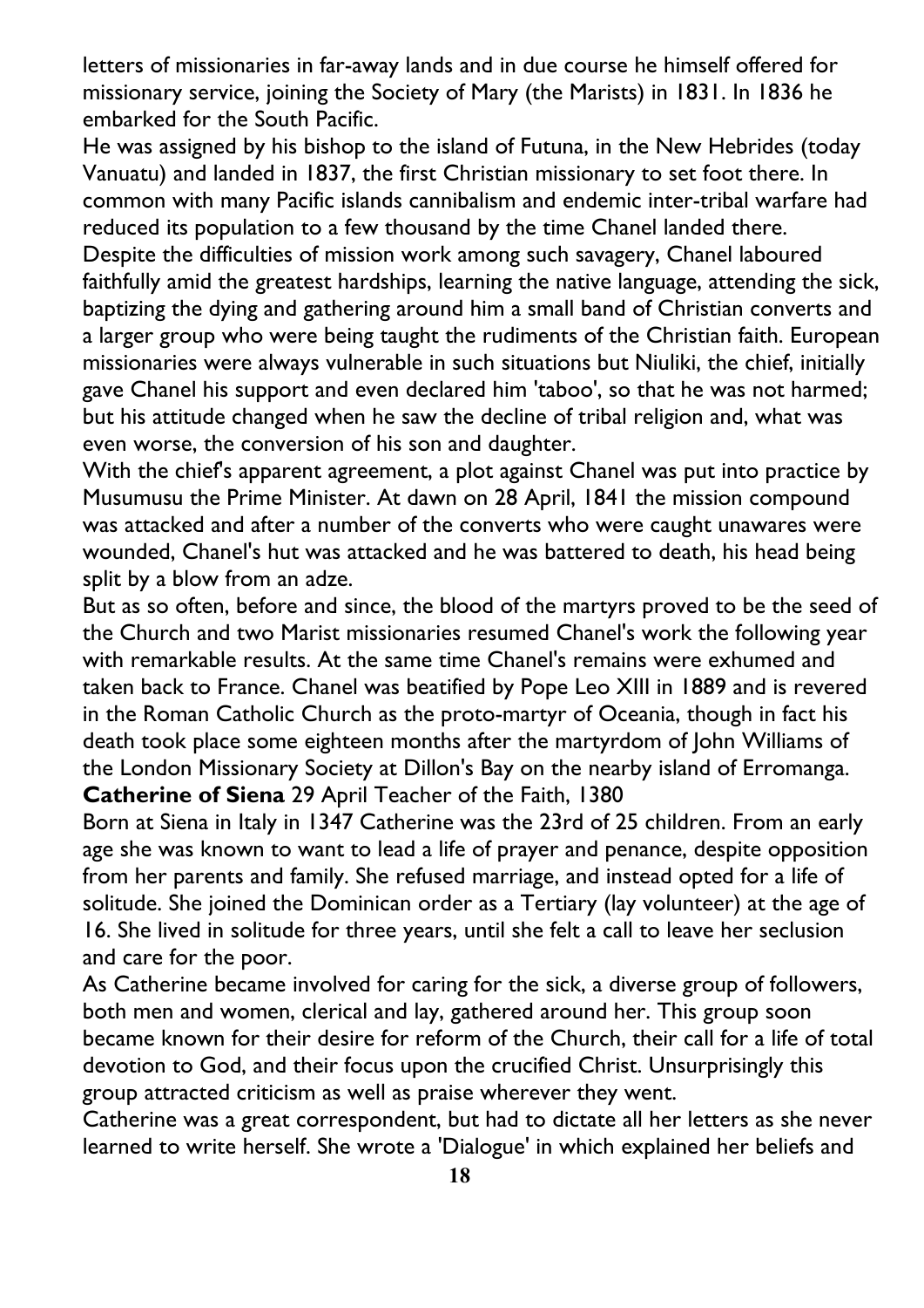letters of missionaries in far-away lands and in due course he himself offered for missionary service, joining the Society of Mary (the Marists) in 1831. In 1836 he embarked for the South Pacific.

He was assigned by his bishop to the island of Futuna, in the New Hebrides (today Vanuatu) and landed in 1837, the first Christian missionary to set foot there. In common with many Pacific islands cannibalism and endemic inter-tribal warfare had reduced its population to a few thousand by the time Chanel landed there.

Despite the difficulties of mission work among such savagery, Chanel laboured faithfully amid the greatest hardships, learning the native language, attending the sick, baptizing the dying and gathering around him a small band of Christian converts and a larger group who were being taught the rudiments of the Christian faith. European missionaries were always vulnerable in such situations but Niuliki, the chief, initially gave Chanel his support and even declared him 'taboo', so that he was not harmed; but his attitude changed when he saw the decline of tribal religion and, what was even worse, the conversion of his son and daughter.

With the chief's apparent agreement, a plot against Chanel was put into practice by Musumusu the Prime Minister. At dawn on 28 April, 1841 the mission compound was attacked and after a number of the converts who were caught unawares were wounded, Chanel's hut was attacked and he was battered to death, his head being split by a blow from an adze.

But as so often, before and since, the blood of the martyrs proved to be the seed of the Church and two Marist missionaries resumed Chanel's work the following year with remarkable results. At the same time Chanel's remains were exhumed and taken back to France. Chanel was beatified by Pope Leo XIII in 1889 and is revered in the Roman Catholic Church as the proto-martyr of Oceania, though in fact his death took place some eighteen months after the martyrdom of John Williams of the London Missionary Society at Dillon's Bay on the nearby island of Erromanga.

**Catherine of Siena** 29 April Teacher of the Faith, 1380

Born at Siena in Italy in 1347 Catherine was the 23rd of 25 children. From an early age she was known to want to lead a life of prayer and penance, despite opposition from her parents and family. She refused marriage, and instead opted for a life of solitude. She joined the Dominican order as a Tertiary (lay volunteer) at the age of 16. She lived in solitude for three years, until she felt a call to leave her seclusion and care for the poor.

As Catherine became involved for caring for the sick, a diverse group of followers, both men and women, clerical and lay, gathered around her. This group soon became known for their desire for reform of the Church, their call for a life of total devotion to God, and their focus upon the crucified Christ. Unsurprisingly this group attracted criticism as well as praise wherever they went.

Catherine was a great correspondent, but had to dictate all her letters as she never learned to write herself. She wrote a 'Dialogue' in which explained her beliefs and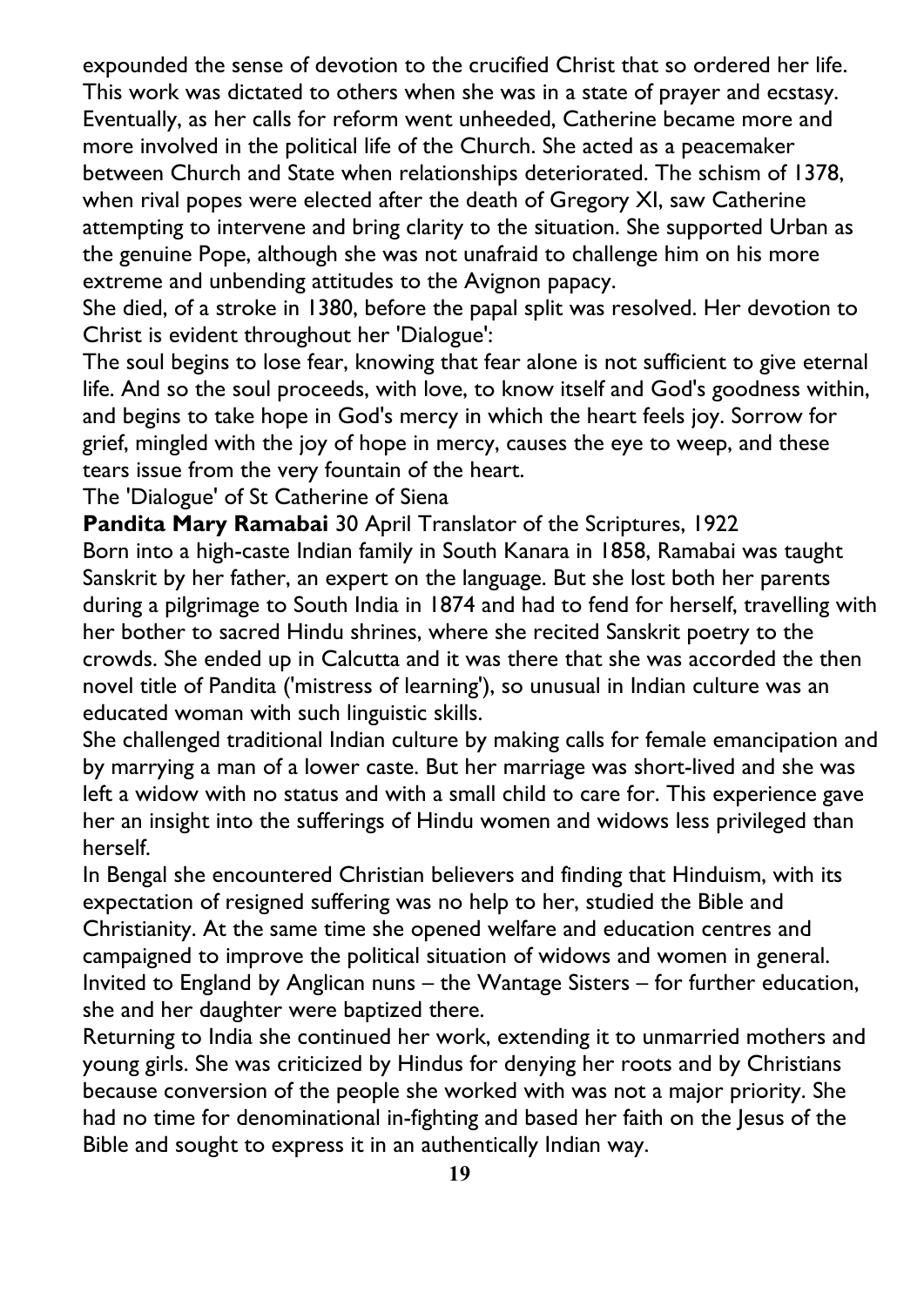expounded the sense of devotion to the crucified Christ that so ordered her life. This work was dictated to others when she was in a state of prayer and ecstasy. Eventually, as her calls for reform went unheeded, Catherine became more and more involved in the political life of the Church. She acted as a peacemaker between Church and State when relationships deteriorated. The schism of 1378, when rival popes were elected after the death of Gregory XI, saw Catherine attempting to intervene and bring clarity to the situation. She supported Urban as the genuine Pope, although she was not unafraid to challenge him on his more extreme and unbending attitudes to the Avignon papacy.

She died, of a stroke in 1380, before the papal split was resolved. Her devotion to Christ is evident throughout her 'Dialogue':

The soul begins to lose fear, knowing that fear alone is not sufficient to give eternal life. And so the soul proceeds, with love, to know itself and God's goodness within, and begins to take hope in God's mercy in which the heart feels joy. Sorrow for grief, mingled with the joy of hope in mercy, causes the eye to weep, and these tears issue from the very fountain of the heart.

The 'Dialogue' of St Catherine of Siena

**Pandita Mary Ramabai** 30 April Translator of the Scriptures, 1922

Born into a high-caste Indian family in South Kanara in 1858, Ramabai was taught Sanskrit by her father, an expert on the language. But she lost both her parents during a pilgrimage to South India in 1874 and had to fend for herself, travelling with her bother to sacred Hindu shrines, where she recited Sanskrit poetry to the crowds. She ended up in Calcutta and it was there that she was accorded the then novel title of Pandita ('mistress of learning'), so unusual in Indian culture was an educated woman with such linguistic skills.

She challenged traditional Indian culture by making calls for female emancipation and by marrying a man of a lower caste. But her marriage was short-lived and she was left a widow with no status and with a small child to care for. This experience gave her an insight into the sufferings of Hindu women and widows less privileged than herself.

In Bengal she encountered Christian believers and finding that Hinduism, with its expectation of resigned suffering was no help to her, studied the Bible and Christianity. At the same time she opened welfare and education centres and campaigned to improve the political situation of widows and women in general. Invited to England by Anglican nuns – the Wantage Sisters – for further education, she and her daughter were baptized there.

Returning to India she continued her work, extending it to unmarried mothers and young girls. She was criticized by Hindus for denying her roots and by Christians because conversion of the people she worked with was not a major priority. She had no time for denominational in-fighting and based her faith on the Jesus of the Bible and sought to express it in an authentically Indian way.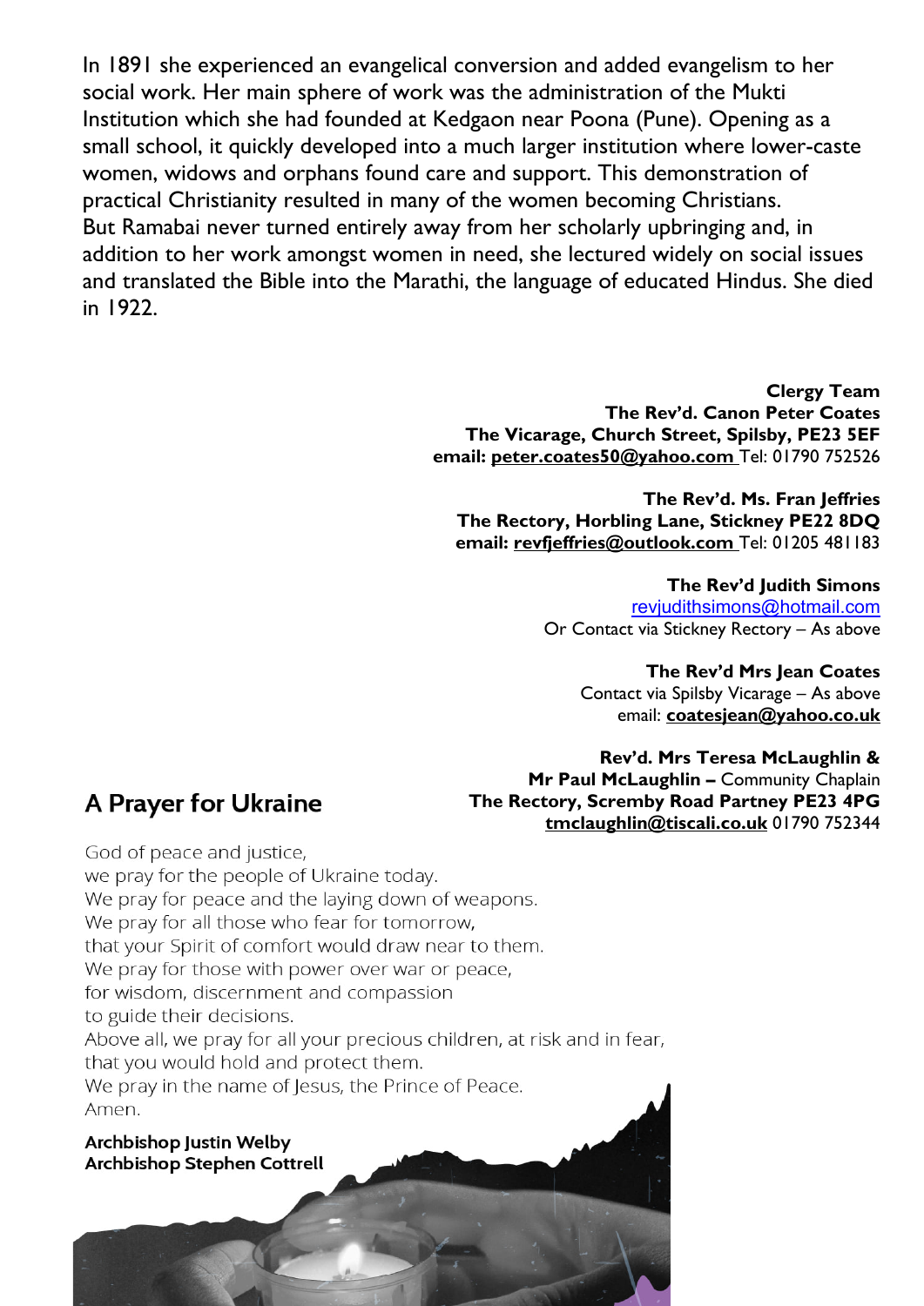In 1891 she experienced an evangelical conversion and added evangelism to her social work. Her main sphere of work was the administration of the Mukti Institution which she had founded at Kedgaon near Poona (Pune). Opening as a small school, it quickly developed into a much larger institution where lower-caste women, widows and orphans found care and support. This demonstration of practical Christianity resulted in many of the women becoming Christians. But Ramabai never turned entirely away from her scholarly upbringing and, in addition to her work amongst women in need, she lectured widely on social issues and translated the Bible into the Marathi, the language of educated Hindus. She died in 1922.

**Clergy Team**
**The Rev'd. Canon Peter Coates**
**The Vicarage, Church Street, Spilsby, PE23 5EF**
**email: peter.coates50@yahoo.com** Tel: 01790 752526

**The Rev'd. Ms. Fran Jeffries**
**The Rectory, Horbling Lane, Stickney PE22 8DQ**
**email: revfjeffries@outlook.com** Tel: 01205 481183

**The Rev'd Judith Simons**
revjudithsimons@hotmail.com
Or Contact via Stickney Rectory – As above

**The Rev'd Mrs Jean Coates**
Contact via Spilsby Vicarage – As above
email: **coatesjean@yahoo.co.uk**

**Rev'd. Mrs Teresa McLaughlin &**
**Mr Paul McLaughlin –** Community Chaplain
**The Rectory, Scremby Road Partney PE23 4PG**
**tmclaughlin@tiscali.co.uk** 01790 752344

## A Prayer for Ukraine

God of peace and justice,
we pray for the people of Ukraine today.
We pray for peace and the laying down of weapons.
We pray for all those who fear for tomorrow,
that your Spirit of comfort would draw near to them.
We pray for those with power over war or peace,
for wisdom, discernment and compassion
to guide their decisions.
Above all, we pray for all your precious children, at risk and in fear,
that you would hold and protect them.
We pray in the name of Jesus, the Prince of Peace.
Amen.

**Archbishop Justin Welby**
**Archbishop Stephen Cottrell**